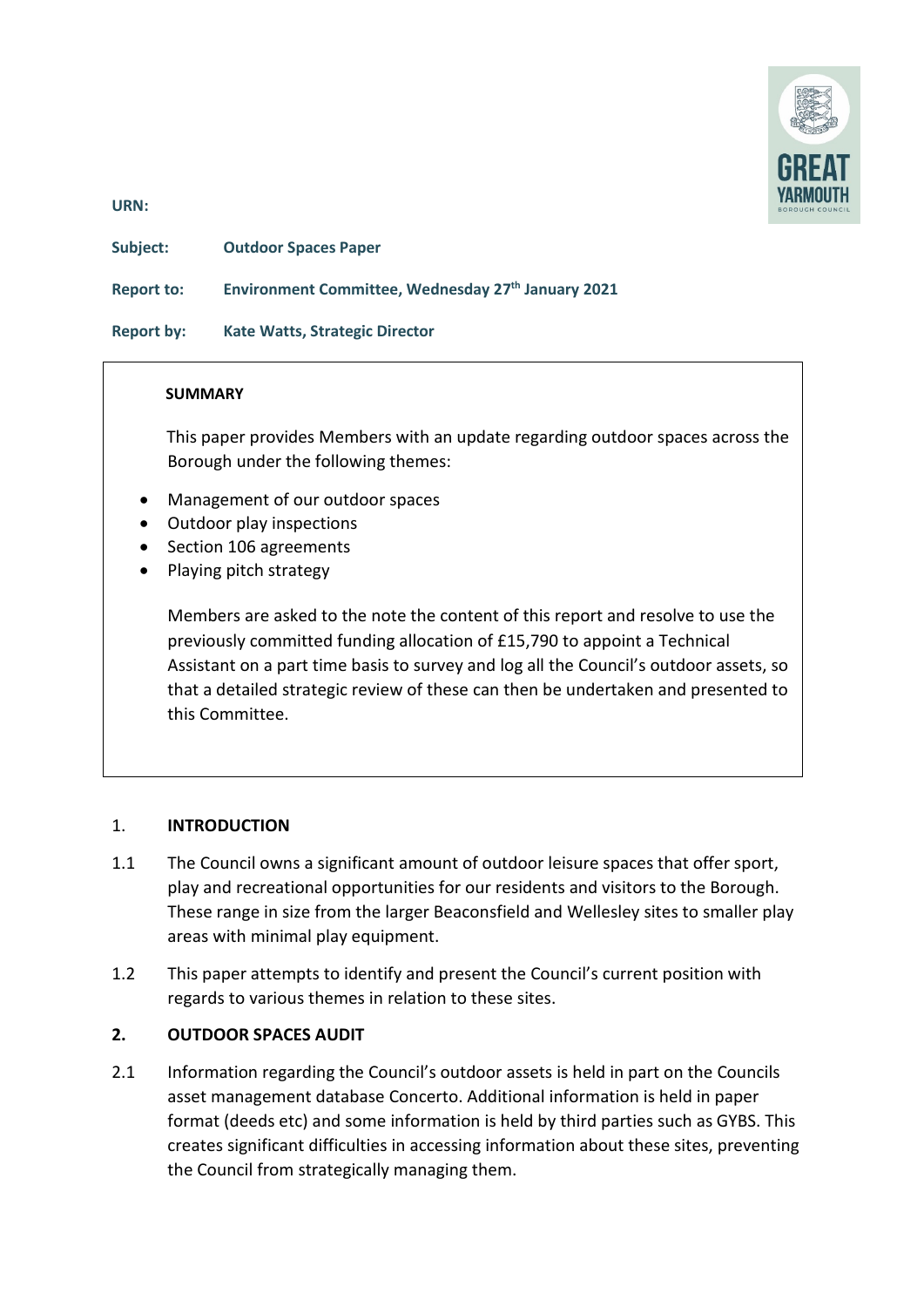**URN:**

**Subject:** **Outdoor Spaces Paper**

**Report to:** **Environment Committee, Wednesday 27th January 2021**

**Report by:** **Kate Watts, Strategic Director**

**SUMMARY**

This paper provides Members with an update regarding outdoor spaces across the Borough under the following themes:

- Management of our outdoor spaces
- Outdoor play inspections
- Section 106 agreements
- Playing pitch strategy

Members are asked to the note the content of this report and resolve to use the previously committed funding allocation of £15,790 to appoint a Technical Assistant on a part time basis to survey and log all the Council's outdoor assets, so that a detailed strategic review of these can then be undertaken and presented to this Committee.

## 1. INTRODUCTION

1.1 The Council owns a significant amount of outdoor leisure spaces that offer sport, play and recreational opportunities for our residents and visitors to the Borough. These range in size from the larger Beaconsfield and Wellesley sites to smaller play areas with minimal play equipment.

1.2 This paper attempts to identify and present the Council's current position with regards to various themes in relation to these sites.

## 2. OUTDOOR SPACES AUDIT

2.1 Information regarding the Council's outdoor assets is held in part on the Councils asset management database Concerto. Additional information is held in paper format (deeds etc) and some information is held by third parties such as GYBS. This creates significant difficulties in accessing information about these sites, preventing the Council from strategically managing them.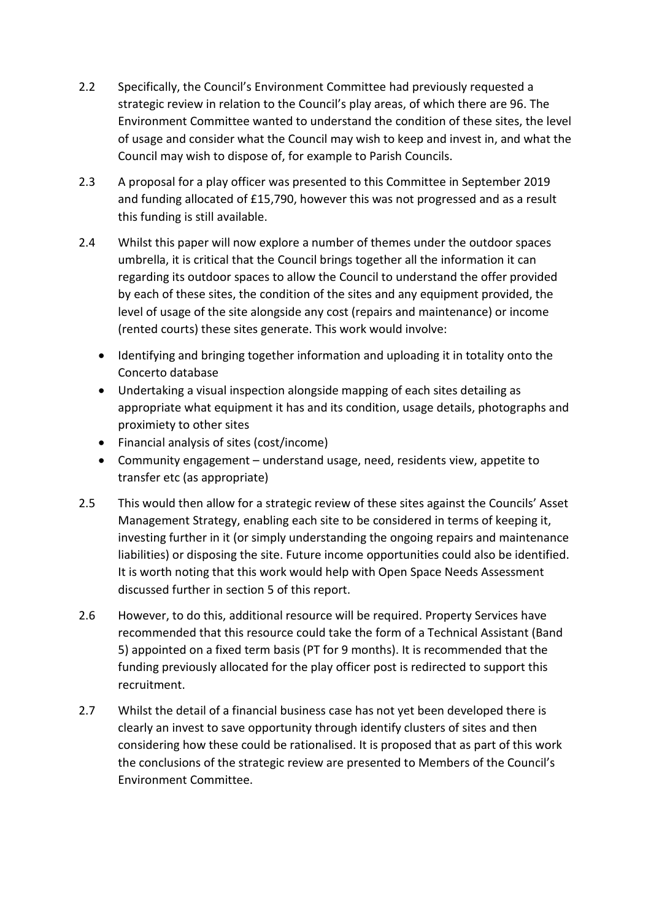2.2 Specifically, the Council's Environment Committee had previously requested a strategic review in relation to the Council's play areas, of which there are 96. The Environment Committee wanted to understand the condition of these sites, the level of usage and consider what the Council may wish to keep and invest in, and what the Council may wish to dispose of, for example to Parish Councils.

2.3 A proposal for a play officer was presented to this Committee in September 2019 and funding allocated of £15,790, however this was not progressed and as a result this funding is still available.

2.4 Whilst this paper will now explore a number of themes under the outdoor spaces umbrella, it is critical that the Council brings together all the information it can regarding its outdoor spaces to allow the Council to understand the offer provided by each of these sites, the condition of the sites and any equipment provided, the level of usage of the site alongside any cost (repairs and maintenance) or income (rented courts) these sites generate. This work would involve:

- Identifying and bringing together information and uploading it in totality onto the Concerto database
- Undertaking a visual inspection alongside mapping of each sites detailing as appropriate what equipment it has and its condition, usage details, photographs and proximiety to other sites
- Financial analysis of sites (cost/income)
- Community engagement – understand usage, need, residents view, appetite to transfer etc (as appropriate)

2.5 This would then allow for a strategic review of these sites against the Councils' Asset Management Strategy, enabling each site to be considered in terms of keeping it, investing further in it (or simply understanding the ongoing repairs and maintenance liabilities) or disposing the site. Future income opportunities could also be identified. It is worth noting that this work would help with Open Space Needs Assessment discussed further in section 5 of this report.

2.6 However, to do this, additional resource will be required. Property Services have recommended that this resource could take the form of a Technical Assistant (Band 5) appointed on a fixed term basis (PT for 9 months). It is recommended that the funding previously allocated for the play officer post is redirected to support this recruitment.

2.7 Whilst the detail of a financial business case has not yet been developed there is clearly an invest to save opportunity through identify clusters of sites and then considering how these could be rationalised. It is proposed that as part of this work the conclusions of the strategic review are presented to Members of the Council's Environment Committee.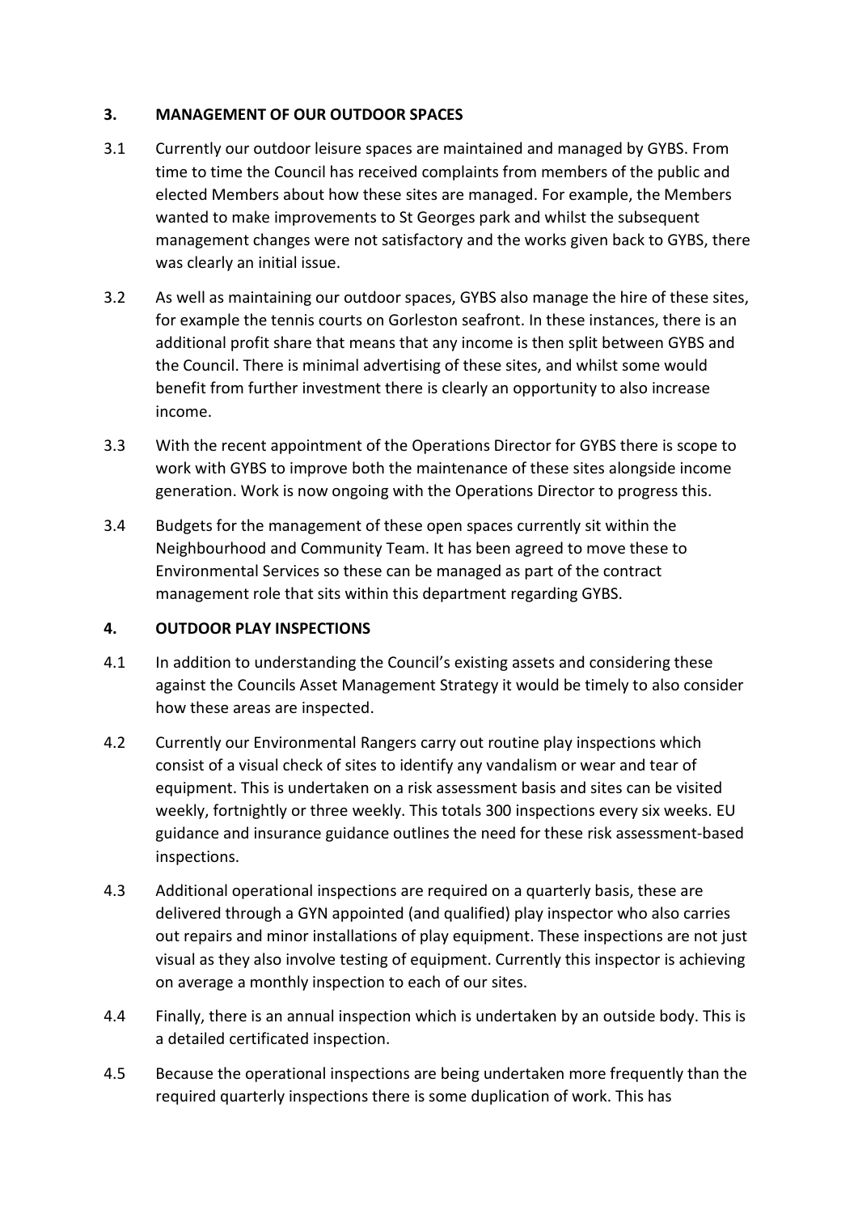## 3. MANAGEMENT OF OUR OUTDOOR SPACES

3.1 Currently our outdoor leisure spaces are maintained and managed by GYBS. From time to time the Council has received complaints from members of the public and elected Members about how these sites are managed. For example, the Members wanted to make improvements to St Georges park and whilst the subsequent management changes were not satisfactory and the works given back to GYBS, there was clearly an initial issue.

3.2 As well as maintaining our outdoor spaces, GYBS also manage the hire of these sites, for example the tennis courts on Gorleston seafront. In these instances, there is an additional profit share that means that any income is then split between GYBS and the Council. There is minimal advertising of these sites, and whilst some would benefit from further investment there is clearly an opportunity to also increase income.

3.3 With the recent appointment of the Operations Director for GYBS there is scope to work with GYBS to improve both the maintenance of these sites alongside income generation. Work is now ongoing with the Operations Director to progress this.

3.4 Budgets for the management of these open spaces currently sit within the Neighbourhood and Community Team. It has been agreed to move these to Environmental Services so these can be managed as part of the contract management role that sits within this department regarding GYBS.

## 4. OUTDOOR PLAY INSPECTIONS

4.1 In addition to understanding the Council's existing assets and considering these against the Councils Asset Management Strategy it would be timely to also consider how these areas are inspected.

4.2 Currently our Environmental Rangers carry out routine play inspections which consist of a visual check of sites to identify any vandalism or wear and tear of equipment. This is undertaken on a risk assessment basis and sites can be visited weekly, fortnightly or three weekly. This totals 300 inspections every six weeks. EU guidance and insurance guidance outlines the need for these risk assessment-based inspections.

4.3 Additional operational inspections are required on a quarterly basis, these are delivered through a GYN appointed (and qualified) play inspector who also carries out repairs and minor installations of play equipment. These inspections are not just visual as they also involve testing of equipment. Currently this inspector is achieving on average a monthly inspection to each of our sites.

4.4 Finally, there is an annual inspection which is undertaken by an outside body. This is a detailed certificated inspection.

4.5 Because the operational inspections are being undertaken more frequently than the required quarterly inspections there is some duplication of work. This has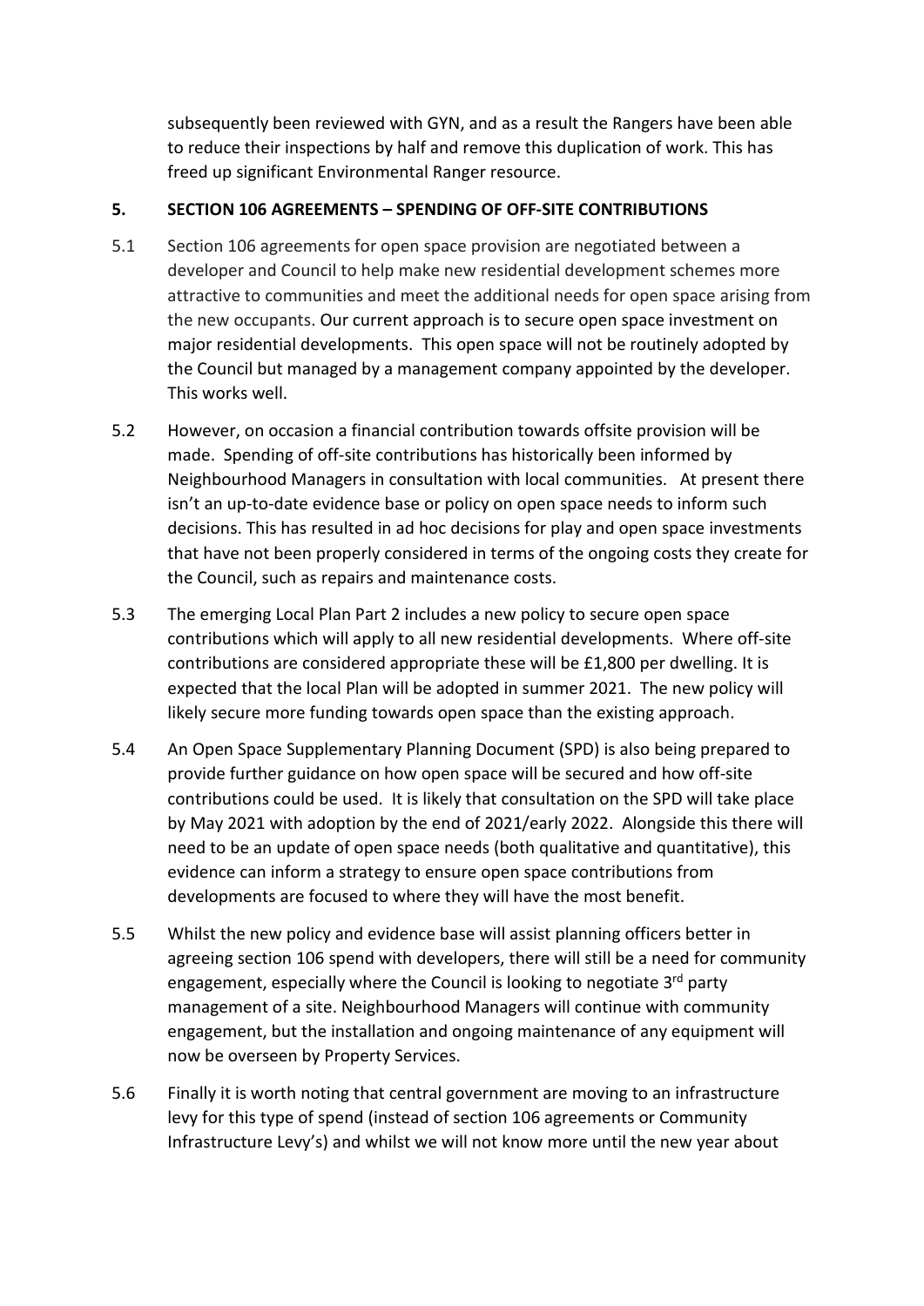subsequently been reviewed with GYN, and as a result the Rangers have been able to reduce their inspections by half and remove this duplication of work. This has freed up significant Environmental Ranger resource.

## 5. SECTION 106 AGREEMENTS – SPENDING OF OFF-SITE CONTRIBUTIONS

5.1 Section 106 agreements for open space provision are negotiated between a developer and Council to help make new residential development schemes more attractive to communities and meet the additional needs for open space arising from the new occupants. Our current approach is to secure open space investment on major residential developments. This open space will not be routinely adopted by the Council but managed by a management company appointed by the developer. This works well.

5.2 However, on occasion a financial contribution towards offsite provision will be made. Spending of off-site contributions has historically been informed by Neighbourhood Managers in consultation with local communities. At present there isn't an up-to-date evidence base or policy on open space needs to inform such decisions. This has resulted in ad hoc decisions for play and open space investments that have not been properly considered in terms of the ongoing costs they create for the Council, such as repairs and maintenance costs.

5.3 The emerging Local Plan Part 2 includes a new policy to secure open space contributions which will apply to all new residential developments. Where off-site contributions are considered appropriate these will be £1,800 per dwelling. It is expected that the local Plan will be adopted in summer 2021. The new policy will likely secure more funding towards open space than the existing approach.

5.4 An Open Space Supplementary Planning Document (SPD) is also being prepared to provide further guidance on how open space will be secured and how off-site contributions could be used. It is likely that consultation on the SPD will take place by May 2021 with adoption by the end of 2021/early 2022. Alongside this there will need to be an update of open space needs (both qualitative and quantitative), this evidence can inform a strategy to ensure open space contributions from developments are focused to where they will have the most benefit.

5.5 Whilst the new policy and evidence base will assist planning officers better in agreeing section 106 spend with developers, there will still be a need for community engagement, especially where the Council is looking to negotiate 3rd party management of a site. Neighbourhood Managers will continue with community engagement, but the installation and ongoing maintenance of any equipment will now be overseen by Property Services.

5.6 Finally it is worth noting that central government are moving to an infrastructure levy for this type of spend (instead of section 106 agreements or Community Infrastructure Levy's) and whilst we will not know more until the new year about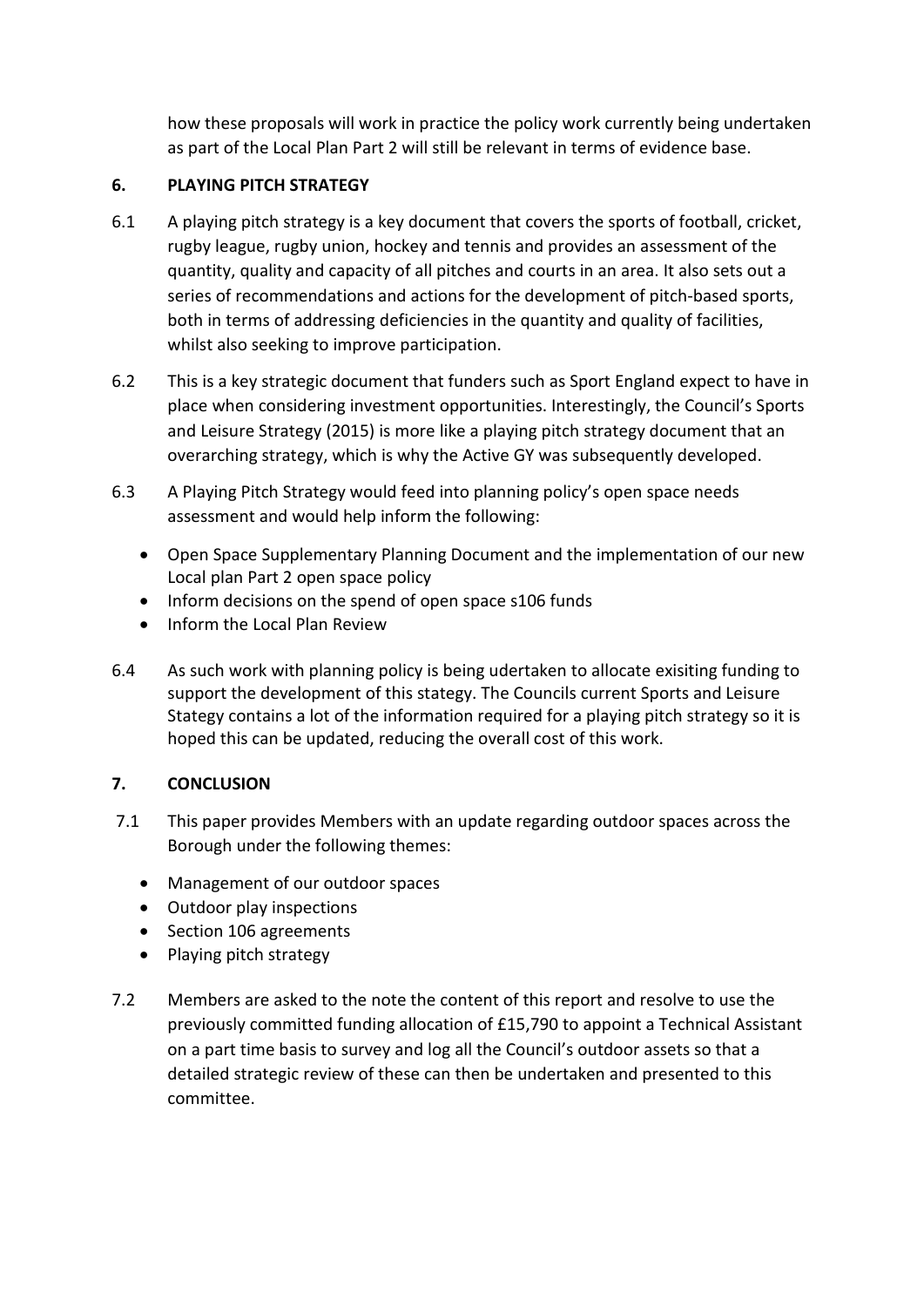how these proposals will work in practice the policy work currently being undertaken as part of the Local Plan Part 2 will still be relevant in terms of evidence base.

## 6. PLAYING PITCH STRATEGY

6.1 A playing pitch strategy is a key document that covers the sports of football, cricket, rugby league, rugby union, hockey and tennis and provides an assessment of the quantity, quality and capacity of all pitches and courts in an area. It also sets out a series of recommendations and actions for the development of pitch-based sports, both in terms of addressing deficiencies in the quantity and quality of facilities, whilst also seeking to improve participation.

6.2 This is a key strategic document that funders such as Sport England expect to have in place when considering investment opportunities. Interestingly, the Council's Sports and Leisure Strategy (2015) is more like a playing pitch strategy document that an overarching strategy, which is why the Active GY was subsequently developed.

6.3 A Playing Pitch Strategy would feed into planning policy's open space needs assessment and would help inform the following:

- Open Space Supplementary Planning Document and the implementation of our new Local plan Part 2 open space policy
- Inform decisions on the spend of open space s106 funds
- Inform the Local Plan Review

6.4 As such work with planning policy is being udertaken to allocate exisiting funding to support the development of this stategy. The Councils current Sports and Leisure Stategy contains a lot of the information required for a playing pitch strategy so it is hoped this can be updated, reducing the overall cost of this work.

## 7. CONCLUSION

7.1 This paper provides Members with an update regarding outdoor spaces across the Borough under the following themes:

- Management of our outdoor spaces
- Outdoor play inspections
- Section 106 agreements
- Playing pitch strategy

7.2 Members are asked to the note the content of this report and resolve to use the previously committed funding allocation of £15,790 to appoint a Technical Assistant on a part time basis to survey and log all the Council's outdoor assets so that a detailed strategic review of these can then be undertaken and presented to this committee.